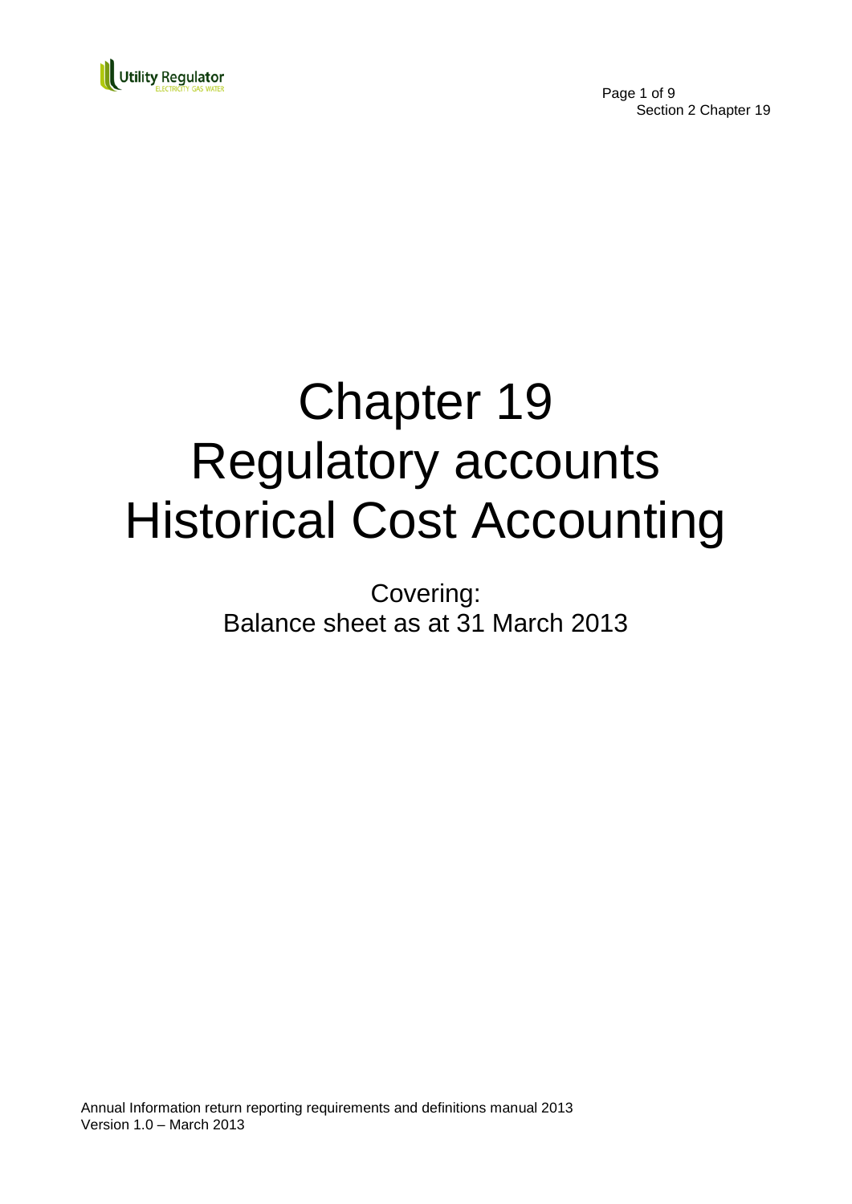# Chapter 19
# Regulatory accounts
# Historical Cost Accounting

Covering:
Balance sheet as at 31 March 2013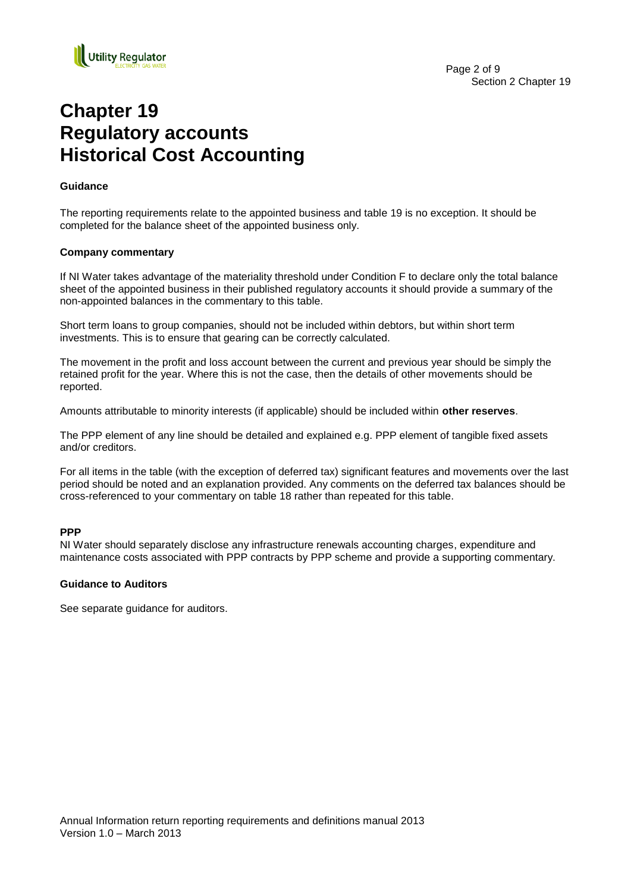# Chapter 19
# Regulatory accounts
# Historical Cost Accounting

### Guidance

The reporting requirements relate to the appointed business and table 19 is no exception. It should be completed for the balance sheet of the appointed business only.

### Company commentary

If NI Water takes advantage of the materiality threshold under Condition F to declare only the total balance sheet of the appointed business in their published regulatory accounts it should provide a summary of the non-appointed balances in the commentary to this table.

Short term loans to group companies, should not be included within debtors, but within short term investments. This is to ensure that gearing can be correctly calculated.

The movement in the profit and loss account between the current and previous year should be simply the retained profit for the year. Where this is not the case, then the details of other movements should be reported.

Amounts attributable to minority interests (if applicable) should be included within **other reserves**.

The PPP element of any line should be detailed and explained e.g. PPP element of tangible fixed assets and/or creditors.

For all items in the table (with the exception of deferred tax) significant features and movements over the last period should be noted and an explanation provided. Any comments on the deferred tax balances should be cross-referenced to your commentary on table 18 rather than repeated for this table.

### PPP

NI Water should separately disclose any infrastructure renewals accounting charges, expenditure and maintenance costs associated with PPP contracts by PPP scheme and provide a supporting commentary.

### Guidance to Auditors

See separate guidance for auditors.

Annual Information return reporting requirements and definitions manual 2013
Version 1.0 – March 2013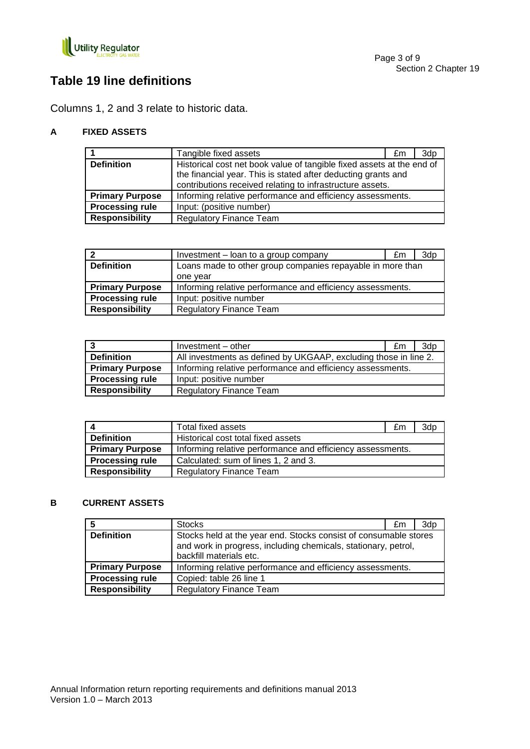# Table 19 line definitions

Columns 1, 2 and 3 relate to historic data.

## A FIXED ASSETS

| 1 | Tangible fixed assets | £m | 3dp |
|---|---|---|---|
| **Definition** | Historical cost net book value of tangible fixed assets at the end of the financial year. This is stated after deducting grants and contributions received relating to infrastructure assets. | | |
| **Primary Purpose** | Informing relative performance and efficiency assessments. | | |
| **Processing rule** | Input: (positive number) | | |
| **Responsibility** | Regulatory Finance Team | | |

| 2 | Investment – loan to a group company | £m | 3dp |
|---|---|---|---|
| **Definition** | Loans made to other group companies repayable in more than one year | | |
| **Primary Purpose** | Informing relative performance and efficiency assessments. | | |
| **Processing rule** | Input: positive number | | |
| **Responsibility** | Regulatory Finance Team | | |

| 3 | Investment – other | £m | 3dp |
|---|---|---|---|
| **Definition** | All investments as defined by UKGAAP, excluding those in line 2. | | |
| **Primary Purpose** | Informing relative performance and efficiency assessments. | | |
| **Processing rule** | Input: positive number | | |
| **Responsibility** | Regulatory Finance Team | | |

| 4 | Total fixed assets | £m | 3dp |
|---|---|---|---|
| **Definition** | Historical cost total fixed assets | | |
| **Primary Purpose** | Informing relative performance and efficiency assessments. | | |
| **Processing rule** | Calculated: sum of lines 1, 2 and 3. | | |
| **Responsibility** | Regulatory Finance Team | | |

## B CURRENT ASSETS

| 5 | Stocks | £m | 3dp |
|---|---|---|---|
| **Definition** | Stocks held at the year end. Stocks consist of consumable stores and work in progress, including chemicals, stationary, petrol, backfill materials etc. | | |
| **Primary Purpose** | Informing relative performance and efficiency assessments. | | |
| **Processing rule** | Copied: table 26 line 1 | | |
| **Responsibility** | Regulatory Finance Team | | |

Annual Information return reporting requirements and definitions manual 2013
Version 1.0 – March 2013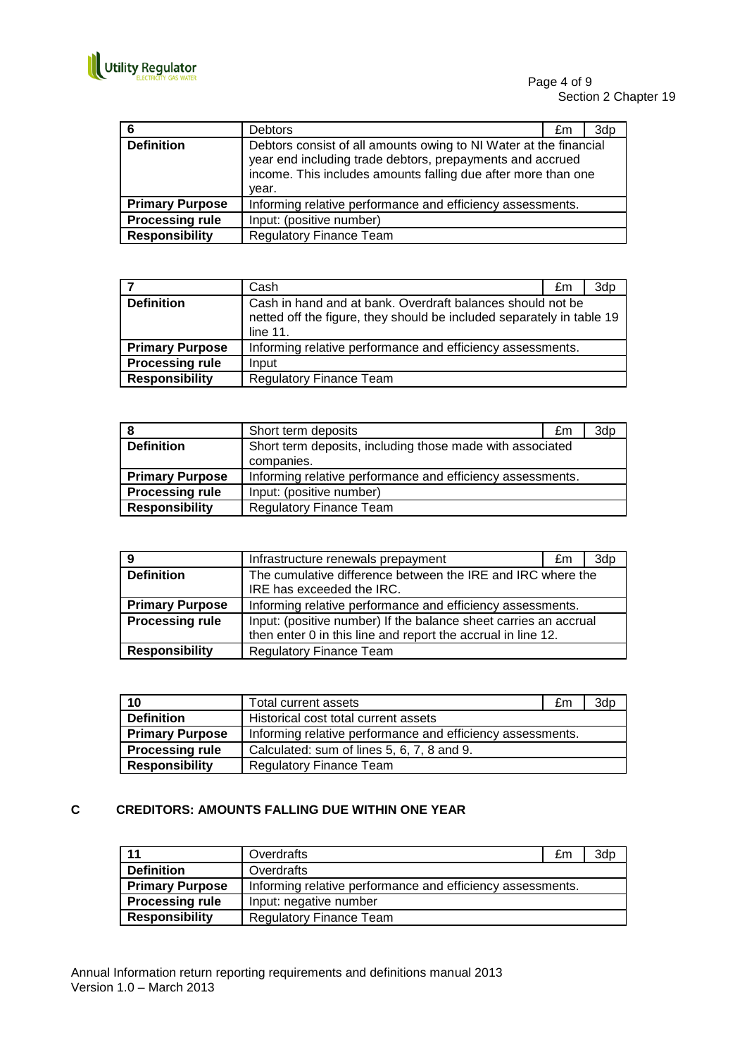| 6 | Debtors | £m | 3dp |
|---|---|---|---|
| **Definition** | Debtors consist of all amounts owing to NI Water at the financial year end including trade debtors, prepayments and accrued income. This includes amounts falling due after more than one year. | | |
| **Primary Purpose** | Informing relative performance and efficiency assessments. | | |
| **Processing rule** | Input: (positive number) | | |
| **Responsibility** | Regulatory Finance Team | | |

| 7 | Cash | £m | 3dp |
|---|---|---|---|
| **Definition** | Cash in hand and at bank. Overdraft balances should not be netted off the figure, they should be included separately in table 19 line 11. | | |
| **Primary Purpose** | Informing relative performance and efficiency assessments. | | |
| **Processing rule** | Input | | |
| **Responsibility** | Regulatory Finance Team | | |

| 8 | Short term deposits | £m | 3dp |
|---|---|---|---|
| **Definition** | Short term deposits, including those made with associated companies. | | |
| **Primary Purpose** | Informing relative performance and efficiency assessments. | | |
| **Processing rule** | Input: (positive number) | | |
| **Responsibility** | Regulatory Finance Team | | |

| 9 | Infrastructure renewals prepayment | £m | 3dp |
|---|---|---|---|
| **Definition** | The cumulative difference between the IRE and IRC where the IRE has exceeded the IRC. | | |
| **Primary Purpose** | Informing relative performance and efficiency assessments. | | |
| **Processing rule** | Input: (positive number) If the balance sheet carries an accrual then enter 0 in this line and report the accrual in line 12. | | |
| **Responsibility** | Regulatory Finance Team | | |

| 10 | Total current assets | £m | 3dp |
|---|---|---|---|
| **Definition** | Historical cost total current assets | | |
| **Primary Purpose** | Informing relative performance and efficiency assessments. | | |
| **Processing rule** | Calculated: sum of lines 5, 6, 7, 8 and 9. | | |
| **Responsibility** | Regulatory Finance Team | | |

## C CREDITORS: AMOUNTS FALLING DUE WITHIN ONE YEAR

| 11 | Overdrafts | £m | 3dp |
|---|---|---|---|
| **Definition** | Overdrafts | | |
| **Primary Purpose** | Informing relative performance and efficiency assessments. | | |
| **Processing rule** | Input: negative number | | |
| **Responsibility** | Regulatory Finance Team | | |

Annual Information return reporting requirements and definitions manual 2013
Version 1.0 – March 2013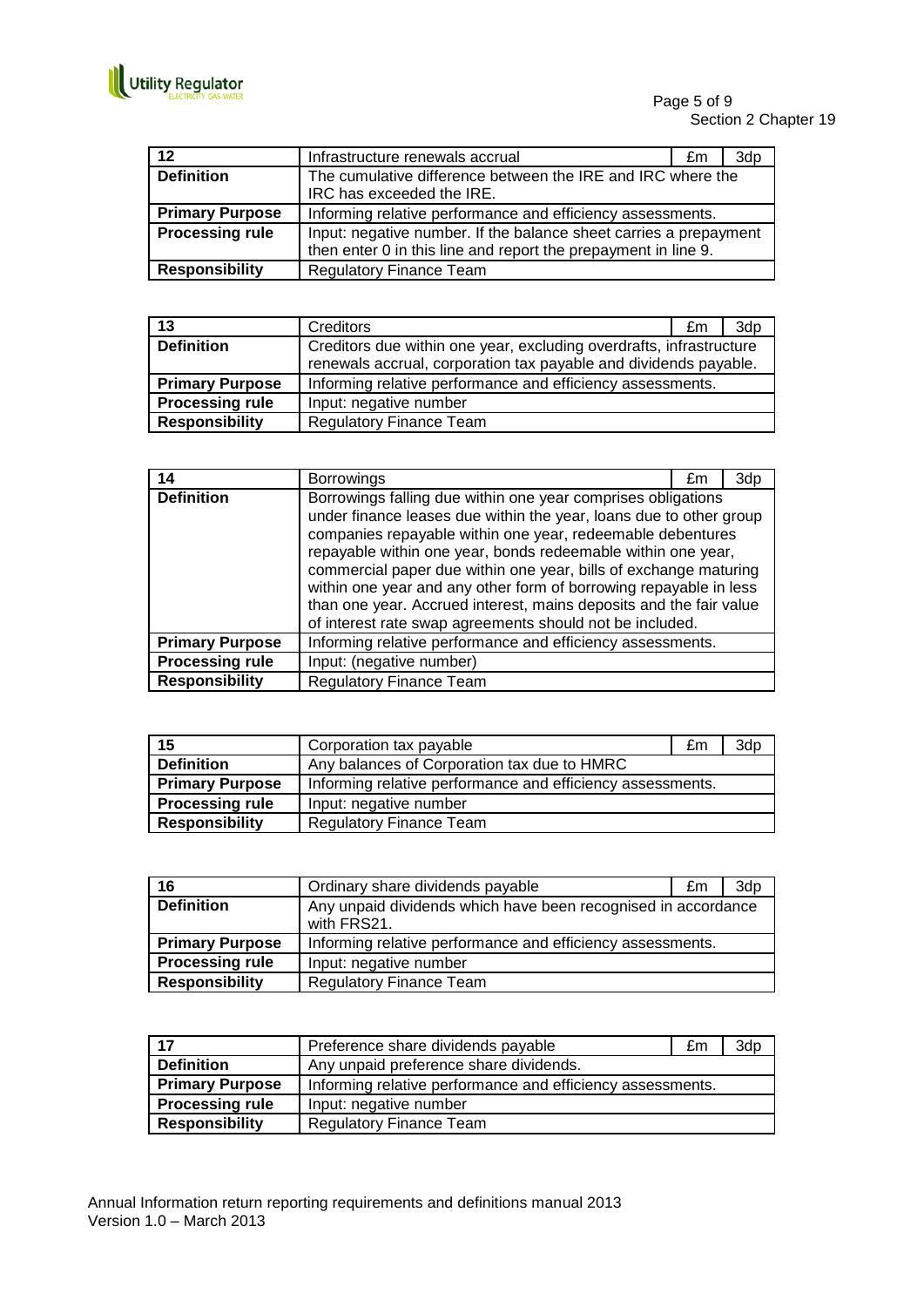| 12 | Infrastructure renewals accrual | £m | 3dp |
|---|---|---|---|
| **Definition** | The cumulative difference between the IRE and IRC where the IRC has exceeded the IRE. | | |
| **Primary Purpose** | Informing relative performance and efficiency assessments. | | |
| **Processing rule** | Input: negative number. If the balance sheet carries a prepayment then enter 0 in this line and report the prepayment in line 9. | | |
| **Responsibility** | Regulatory Finance Team | | |

| 13 | Creditors | £m | 3dp |
|---|---|---|---|
| **Definition** | Creditors due within one year, excluding overdrafts, infrastructure renewals accrual, corporation tax payable and dividends payable. | | |
| **Primary Purpose** | Informing relative performance and efficiency assessments. | | |
| **Processing rule** | Input: negative number | | |
| **Responsibility** | Regulatory Finance Team | | |

| 14 | Borrowings | £m | 3dp |
|---|---|---|---|
| **Definition** | Borrowings falling due within one year comprises obligations under finance leases due within the year, loans due to other group companies repayable within one year, redeemable debentures repayable within one year, bonds redeemable within one year, commercial paper due within one year, bills of exchange maturing within one year and any other form of borrowing repayable in less than one year. Accrued interest, mains deposits and the fair value of interest rate swap agreements should not be included. | | |
| **Primary Purpose** | Informing relative performance and efficiency assessments. | | |
| **Processing rule** | Input: (negative number) | | |
| **Responsibility** | Regulatory Finance Team | | |

| 15 | Corporation tax payable | £m | 3dp |
|---|---|---|---|
| **Definition** | Any balances of Corporation tax due to HMRC | | |
| **Primary Purpose** | Informing relative performance and efficiency assessments. | | |
| **Processing rule** | Input: negative number | | |
| **Responsibility** | Regulatory Finance Team | | |

| 16 | Ordinary share dividends payable | £m | 3dp |
|---|---|---|---|
| **Definition** | Any unpaid dividends which have been recognised in accordance with FRS21. | | |
| **Primary Purpose** | Informing relative performance and efficiency assessments. | | |
| **Processing rule** | Input: negative number | | |
| **Responsibility** | Regulatory Finance Team | | |

| 17 | Preference share dividends payable | £m | 3dp |
|---|---|---|---|
| **Definition** | Any unpaid preference share dividends. | | |
| **Primary Purpose** | Informing relative performance and efficiency assessments. | | |
| **Processing rule** | Input: negative number | | |
| **Responsibility** | Regulatory Finance Team | | |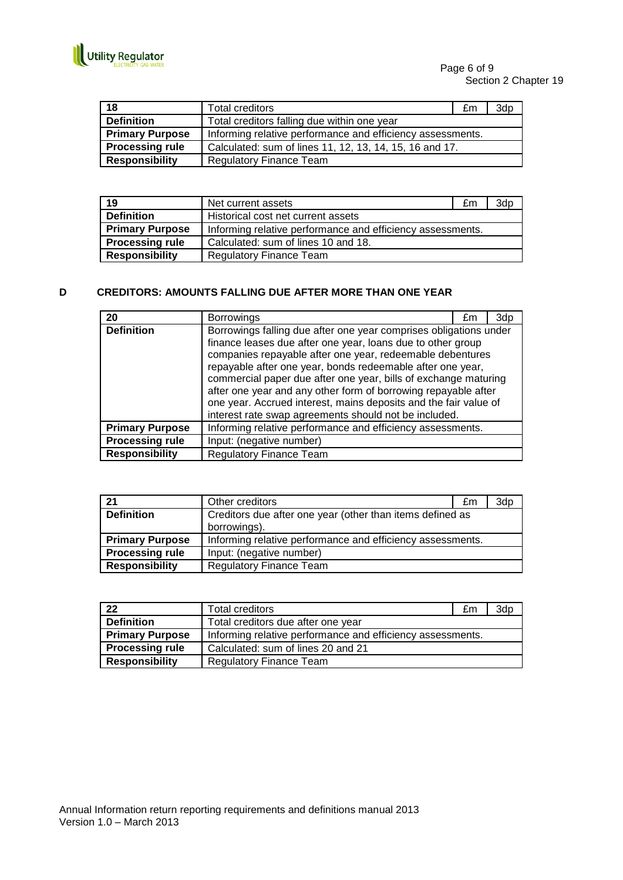| 18 | Total creditors | £m | 3dp |
|---|---|---|---|
| **Definition** | Total creditors falling due within one year | | |
| **Primary Purpose** | Informing relative performance and efficiency assessments. | | |
| **Processing rule** | Calculated: sum of lines 11, 12, 13, 14, 15, 16 and 17. | | |
| **Responsibility** | Regulatory Finance Team | | |

| 19 | Net current assets | £m | 3dp |
|---|---|---|---|
| **Definition** | Historical cost net current assets | | |
| **Primary Purpose** | Informing relative performance and efficiency assessments. | | |
| **Processing rule** | Calculated: sum of lines 10 and 18. | | |
| **Responsibility** | Regulatory Finance Team | | |

## D CREDITORS: AMOUNTS FALLING DUE AFTER MORE THAN ONE YEAR

| 20 | Borrowings | £m | 3dp |
|---|---|---|---|
| **Definition** | Borrowings falling due after one year comprises obligations under finance leases due after one year, loans due to other group companies repayable after one year, redeemable debentures repayable after one year, bonds redeemable after one year, commercial paper due after one year, bills of exchange maturing after one year and any other form of borrowing repayable after one year. Accrued interest, mains deposits and the fair value of interest rate swap agreements should not be included. | | |
| **Primary Purpose** | Informing relative performance and efficiency assessments. | | |
| **Processing rule** | Input: (negative number) | | |
| **Responsibility** | Regulatory Finance Team | | |

| 21 | Other creditors | £m | 3dp |
|---|---|---|---|
| **Definition** | Creditors due after one year (other than items defined as borrowings). | | |
| **Primary Purpose** | Informing relative performance and efficiency assessments. | | |
| **Processing rule** | Input: (negative number) | | |
| **Responsibility** | Regulatory Finance Team | | |

| 22 | Total creditors | £m | 3dp |
|---|---|---|---|
| **Definition** | Total creditors due after one year | | |
| **Primary Purpose** | Informing relative performance and efficiency assessments. | | |
| **Processing rule** | Calculated: sum of lines 20 and 21 | | |
| **Responsibility** | Regulatory Finance Team | | |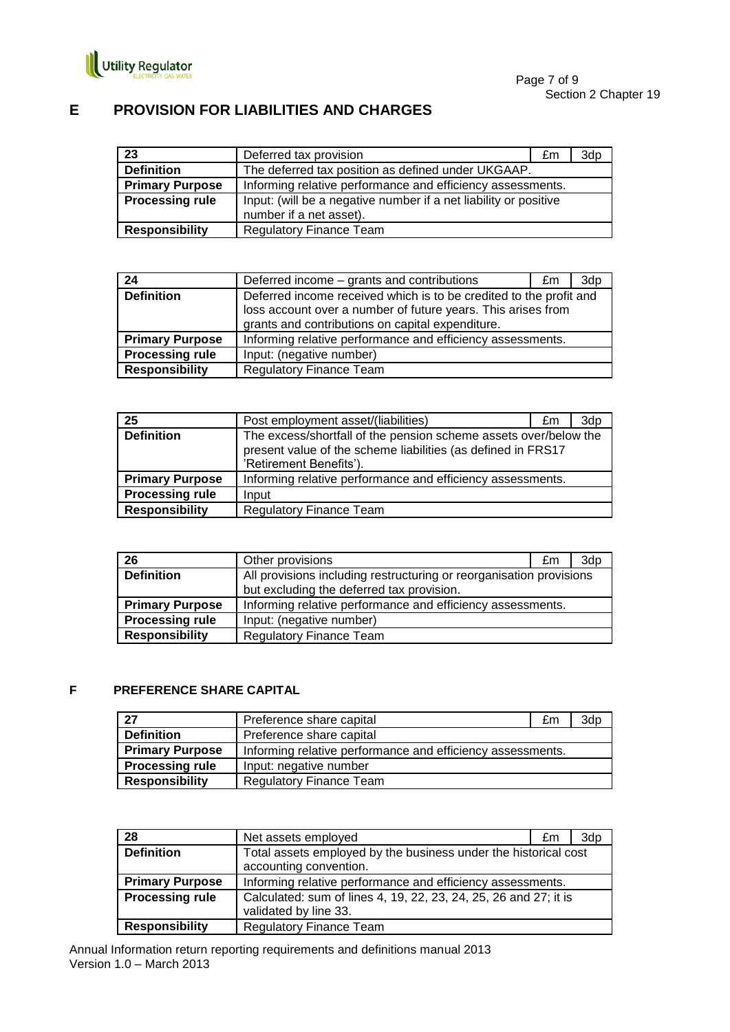## E PROVISION FOR LIABILITIES AND CHARGES

| 23 | Deferred tax provision | £m | 3dp |
|---|---|---|---|
| **Definition** | The deferred tax position as defined under UKGAAP. | | |
| **Primary Purpose** | Informing relative performance and efficiency assessments. | | |
| **Processing rule** | Input: (will be a negative number if a net liability or positive number if a net asset). | | |
| **Responsibility** | Regulatory Finance Team | | |

| 24 | Deferred income – grants and contributions | £m | 3dp |
|---|---|---|---|
| **Definition** | Deferred income received which is to be credited to the profit and loss account over a number of future years. This arises from grants and contributions on capital expenditure. | | |
| **Primary Purpose** | Informing relative performance and efficiency assessments. | | |
| **Processing rule** | Input: (negative number) | | |
| **Responsibility** | Regulatory Finance Team | | |

| 25 | Post employment asset/(liabilities) | £m | 3dp |
|---|---|---|---|
| **Definition** | The excess/shortfall of the pension scheme assets over/below the present value of the scheme liabilities (as defined in FRS17 'Retirement Benefits'). | | |
| **Primary Purpose** | Informing relative performance and efficiency assessments. | | |
| **Processing rule** | Input | | |
| **Responsibility** | Regulatory Finance Team | | |

| 26 | Other provisions | £m | 3dp |
|---|---|---|---|
| **Definition** | All provisions including restructuring or reorganisation provisions but excluding the deferred tax provision. | | |
| **Primary Purpose** | Informing relative performance and efficiency assessments. | | |
| **Processing rule** | Input: (negative number) | | |
| **Responsibility** | Regulatory Finance Team | | |

## F PREFERENCE SHARE CAPITAL

| 27 | Preference share capital | £m | 3dp |
|---|---|---|---|
| **Definition** | Preference share capital | | |
| **Primary Purpose** | Informing relative performance and efficiency assessments. | | |
| **Processing rule** | Input: negative number | | |
| **Responsibility** | Regulatory Finance Team | | |

| 28 | Net assets employed | £m | 3dp |
|---|---|---|---|
| **Definition** | Total assets employed by the business under the historical cost accounting convention. | | |
| **Primary Purpose** | Informing relative performance and efficiency assessments. | | |
| **Processing rule** | Calculated: sum of lines 4, 19, 22, 23, 24, 25, 26 and 27; it is validated by line 33. | | |
| **Responsibility** | Regulatory Finance Team | | |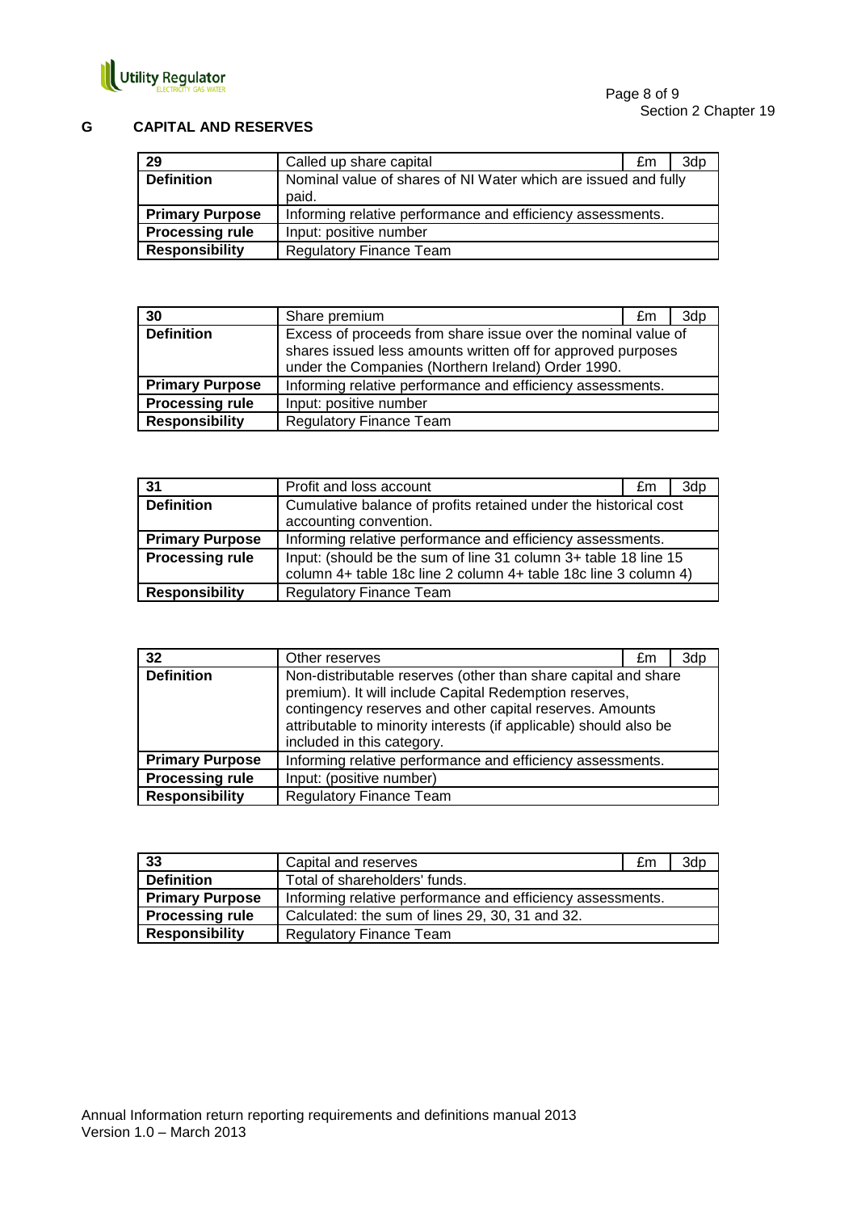## G CAPITAL AND RESERVES

| 29 | Called up share capital | £m | 3dp |
|---|---|---|---|
| **Definition** | Nominal value of shares of NI Water which are issued and fully paid. | | |
| **Primary Purpose** | Informing relative performance and efficiency assessments. | | |
| **Processing rule** | Input: positive number | | |
| **Responsibility** | Regulatory Finance Team | | |

| 30 | Share premium | £m | 3dp |
|---|---|---|---|
| **Definition** | Excess of proceeds from share issue over the nominal value of shares issued less amounts written off for approved purposes under the Companies (Northern Ireland) Order 1990. | | |
| **Primary Purpose** | Informing relative performance and efficiency assessments. | | |
| **Processing rule** | Input: positive number | | |
| **Responsibility** | Regulatory Finance Team | | |

| 31 | Profit and loss account | £m | 3dp |
|---|---|---|---|
| **Definition** | Cumulative balance of profits retained under the historical cost accounting convention. | | |
| **Primary Purpose** | Informing relative performance and efficiency assessments. | | |
| **Processing rule** | Input: (should be the sum of line 31 column 3+ table 18 line 15 column 4+ table 18c line 2 column 4+ table 18c line 3 column 4) | | |
| **Responsibility** | Regulatory Finance Team | | |

| 32 | Other reserves | £m | 3dp |
|---|---|---|---|
| **Definition** | Non-distributable reserves (other than share capital and share premium). It will include Capital Redemption reserves, contingency reserves and other capital reserves. Amounts attributable to minority interests (if applicable) should also be included in this category. | | |
| **Primary Purpose** | Informing relative performance and efficiency assessments. | | |
| **Processing rule** | Input: (positive number) | | |
| **Responsibility** | Regulatory Finance Team | | |

| 33 | Capital and reserves | £m | 3dp |
|---|---|---|---|
| **Definition** | Total of shareholders' funds. | | |
| **Primary Purpose** | Informing relative performance and efficiency assessments. | | |
| **Processing rule** | Calculated: the sum of lines 29, 30, 31 and 32. | | |
| **Responsibility** | Regulatory Finance Team | | |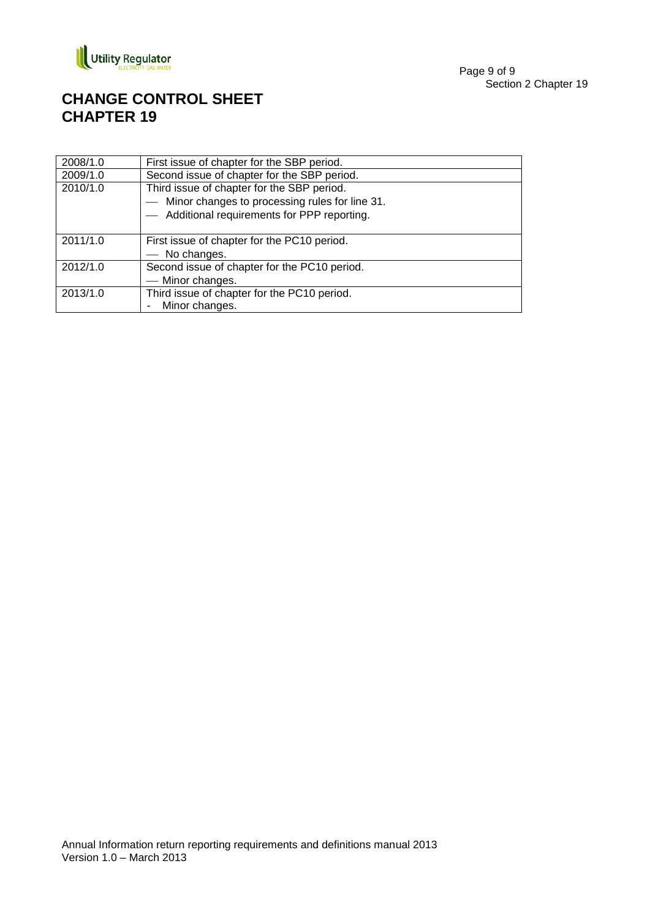# CHANGE CONTROL SHEET
# CHAPTER 19

| | |
|---|---|
| 2008/1.0 | First issue of chapter for the SBP period. |
| 2009/1.0 | Second issue of chapter for the SBP period. |
| 2010/1.0 | Third issue of chapter for the SBP period.<br>— Minor changes to processing rules for line 31.<br>— Additional requirements for PPP reporting. |
| 2011/1.0 | First issue of chapter for the PC10 period.<br>— No changes. |
| 2012/1.0 | Second issue of chapter for the PC10 period.<br>— Minor changes. |
| 2013/1.0 | Third issue of chapter for the PC10 period.<br>- Minor changes. |